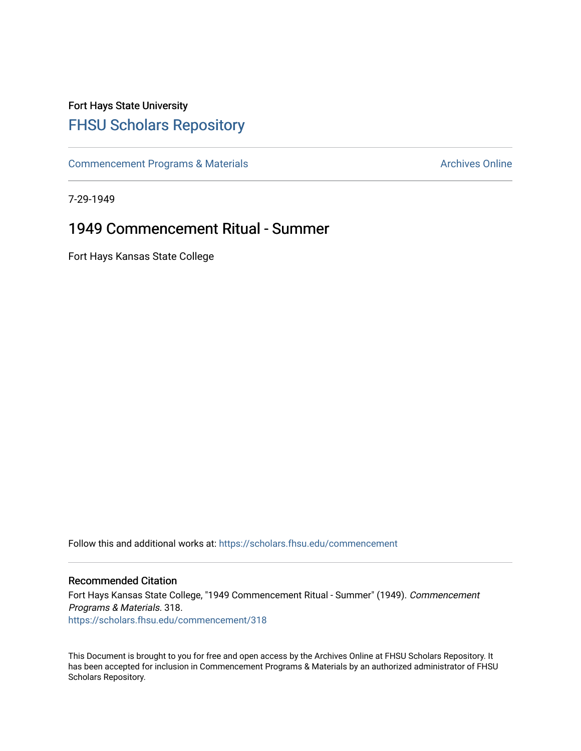Fort Hays State University

# FHSU Scholars Repository

Commencement Programs & Materials

Archives Online

7-29-1949

## 1949 Commencement Ritual - Summer

Fort Hays Kansas State College

Follow this and additional works at: https://scholars.fhsu.edu/commencement

### Recommended Citation

Fort Hays Kansas State College, "1949 Commencement Ritual - Summer" (1949). *Commencement Programs & Materials*. 318.
https://scholars.fhsu.edu/commencement/318

This Document is brought to you for free and open access by the Archives Online at FHSU Scholars Repository. It has been accepted for inclusion in Commencement Programs & Materials by an authorized administrator of FHSU Scholars Repository.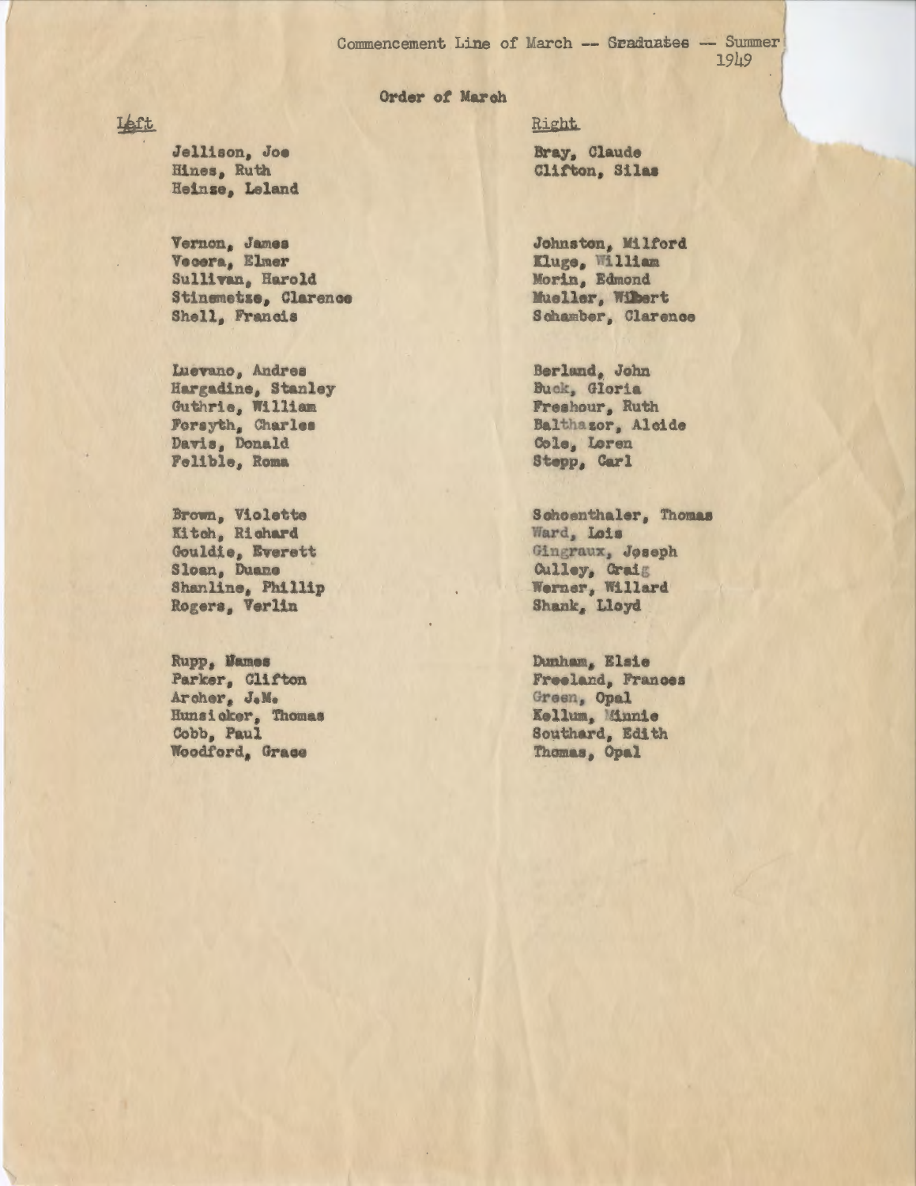Commencement Line of March -- Graduates -- Summer 1949

## Order of March

| Left | Right |
|---|---|
| Jellison, Joe | Bray, Claude |
| Hines, Ruth | Clifton, Silas |
| Heinze, Leland | |
| | |
| Vernon, James | Johnston, Milford |
| Vecera, Elmer | Kluge, William |
| Sullivan, Harold | Morin, Edmond |
| Stinemetze, Clarence | Mueller, Wilbert |
| Shell, Francis | Schamber, Clarence |
| | |
| Luevano, Andres | Berland, John |
| Hargadine, Stanley | Buck, Gloria |
| Guthrie, William | Freshour, Ruth |
| Forsyth, Charles | Balthazor, Alcide |
| Davis, Donald | Cole, Loren |
| Felible, Roma | Stepp, Carl |
| | |
| Brown, Violette | Schoenthaler, Thomas |
| Kitch, Richard | Ward, Lois |
| Gouldie, Everett | Gingraux, Joseph |
| Sloan, Duane | Culley, Craig |
| Shanline, Phillip | Werner, Willard |
| Rogers, Verlin | Shank, Lloyd |
| | |
| Rupp, James | Dunham, Elsie |
| Parker, Clifton | Freeland, Frances |
| Archer, J.M. | Green, Opal |
| Hunsicker, Thomas | Kellum, Minnie |
| Cobb, Paul | Southard, Edith |
| Woodford, Grace | Thomas, Opal |